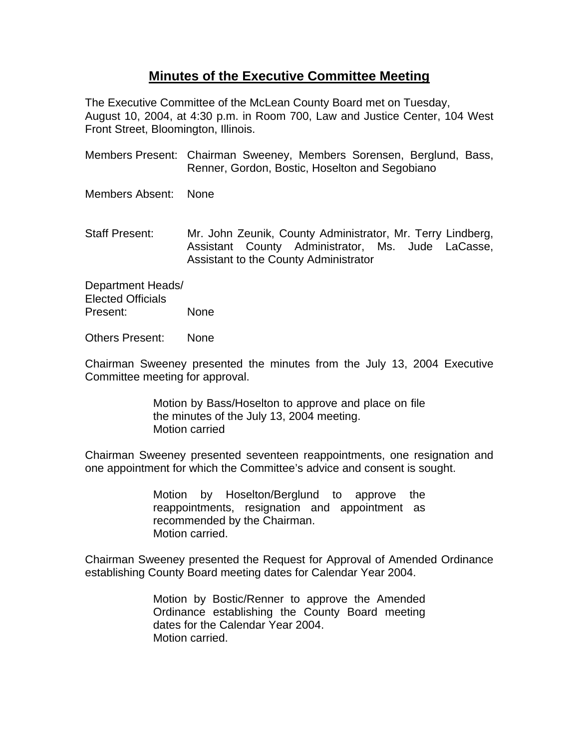# Minutes of the Executive Committee Meeting

The Executive Committee of the McLean County Board met on Tuesday, August 10, 2004, at 4:30 p.m. in Room 700, Law and Justice Center, 104 West Front Street, Bloomington, Illinois.

Members Present: Chairman Sweeney, Members Sorensen, Berglund, Bass, Renner, Gordon, Bostic, Hoselton and Segobiano

Members Absent: None

Staff Present: Mr. John Zeunik, County Administrator, Mr. Terry Lindberg, Assistant County Administrator, Ms. Jude LaCasse, Assistant to the County Administrator

Department Heads/ Elected Officials Present: None

Others Present: None

Chairman Sweeney presented the minutes from the July 13, 2004 Executive Committee meeting for approval.

> Motion by Bass/Hoselton to approve and place on file the minutes of the July 13, 2004 meeting.
> Motion carried

Chairman Sweeney presented seventeen reappointments, one resignation and one appointment for which the Committee's advice and consent is sought.

> Motion by Hoselton/Berglund to approve the reappointments, resignation and appointment as recommended by the Chairman.
> Motion carried.

Chairman Sweeney presented the Request for Approval of Amended Ordinance establishing County Board meeting dates for Calendar Year 2004.

> Motion by Bostic/Renner to approve the Amended Ordinance establishing the County Board meeting dates for the Calendar Year 2004.
> Motion carried.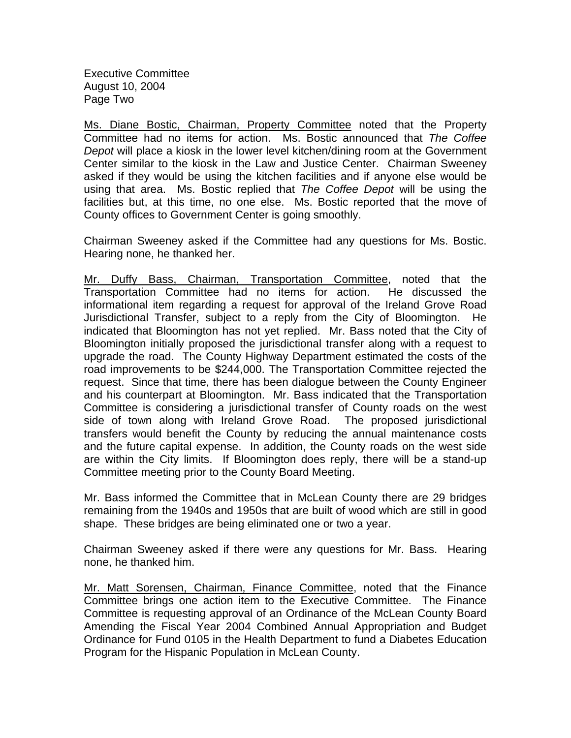<u>Ms. Diane Bostic, Chairman, Property Committee</u> noted that the Property Committee had no items for action. Ms. Bostic announced that *The Coffee Depot* will place a kiosk in the lower level kitchen/dining room at the Government Center similar to the kiosk in the Law and Justice Center. Chairman Sweeney asked if they would be using the kitchen facilities and if anyone else would be using that area. Ms. Bostic replied that *The Coffee Depot* will be using the facilities but, at this time, no one else. Ms. Bostic reported that the move of County offices to Government Center is going smoothly.

Chairman Sweeney asked if the Committee had any questions for Ms. Bostic. Hearing none, he thanked her.

<u>Mr. Duffy Bass, Chairman, Transportation Committee</u>, noted that the Transportation Committee had no items for action. He discussed the informational item regarding a request for approval of the Ireland Grove Road Jurisdictional Transfer, subject to a reply from the City of Bloomington. He indicated that Bloomington has not yet replied. Mr. Bass noted that the City of Bloomington initially proposed the jurisdictional transfer along with a request to upgrade the road. The County Highway Department estimated the costs of the road improvements to be $244,000. The Transportation Committee rejected the request. Since that time, there has been dialogue between the County Engineer and his counterpart at Bloomington. Mr. Bass indicated that the Transportation Committee is considering a jurisdictional transfer of County roads on the west side of town along with Ireland Grove Road. The proposed jurisdictional transfers would benefit the County by reducing the annual maintenance costs and the future capital expense. In addition, the County roads on the west side are within the City limits. If Bloomington does reply, there will be a stand-up Committee meeting prior to the County Board Meeting.

Mr. Bass informed the Committee that in McLean County there are 29 bridges remaining from the 1940s and 1950s that are built of wood which are still in good shape. These bridges are being eliminated one or two a year.

Chairman Sweeney asked if there were any questions for Mr. Bass. Hearing none, he thanked him.

<u>Mr. Matt Sorensen, Chairman, Finance Committee</u>, noted that the Finance Committee brings one action item to the Executive Committee. The Finance Committee is requesting approval of an Ordinance of the McLean County Board Amending the Fiscal Year 2004 Combined Annual Appropriation and Budget Ordinance for Fund 0105 in the Health Department to fund a Diabetes Education Program for the Hispanic Population in McLean County.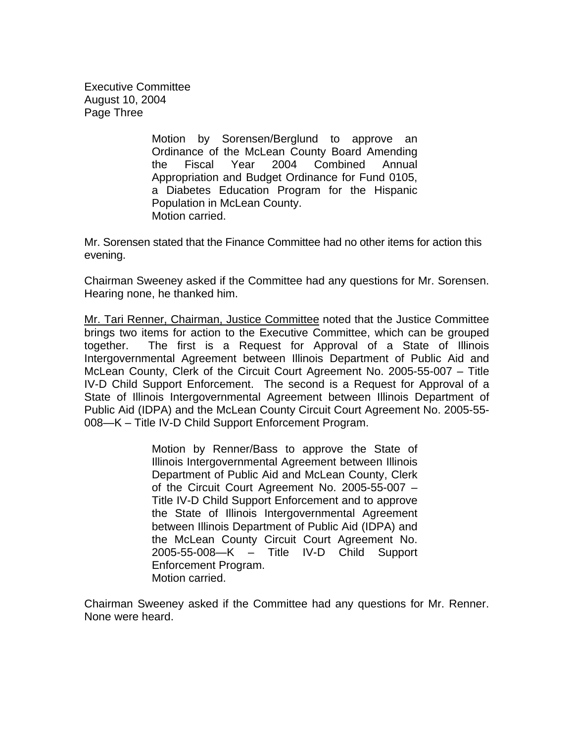> Motion by Sorensen/Berglund to approve an Ordinance of the McLean County Board Amending the Fiscal Year 2004 Combined Annual Appropriation and Budget Ordinance for Fund 0105, a Diabetes Education Program for the Hispanic Population in McLean County.
> Motion carried.

Mr. Sorensen stated that the Finance Committee had no other items for action this evening.

Chairman Sweeney asked if the Committee had any questions for Mr. Sorensen. Hearing none, he thanked him.

<u>Mr. Tari Renner, Chairman, Justice Committee</u> noted that the Justice Committee brings two items for action to the Executive Committee, which can be grouped together. The first is a Request for Approval of a State of Illinois Intergovernmental Agreement between Illinois Department of Public Aid and McLean County, Clerk of the Circuit Court Agreement No. 2005-55-007 – Title IV-D Child Support Enforcement. The second is a Request for Approval of a State of Illinois Intergovernmental Agreement between Illinois Department of Public Aid (IDPA) and the McLean County Circuit Court Agreement No. 2005-55-008—K – Title IV-D Child Support Enforcement Program.

> Motion by Renner/Bass to approve the State of Illinois Intergovernmental Agreement between Illinois Department of Public Aid and McLean County, Clerk of the Circuit Court Agreement No. 2005-55-007 – Title IV-D Child Support Enforcement and to approve the State of Illinois Intergovernmental Agreement between Illinois Department of Public Aid (IDPA) and the McLean County Circuit Court Agreement No. 2005-55-008—K – Title IV-D Child Support Enforcement Program.
> Motion carried.

Chairman Sweeney asked if the Committee had any questions for Mr. Renner. None were heard.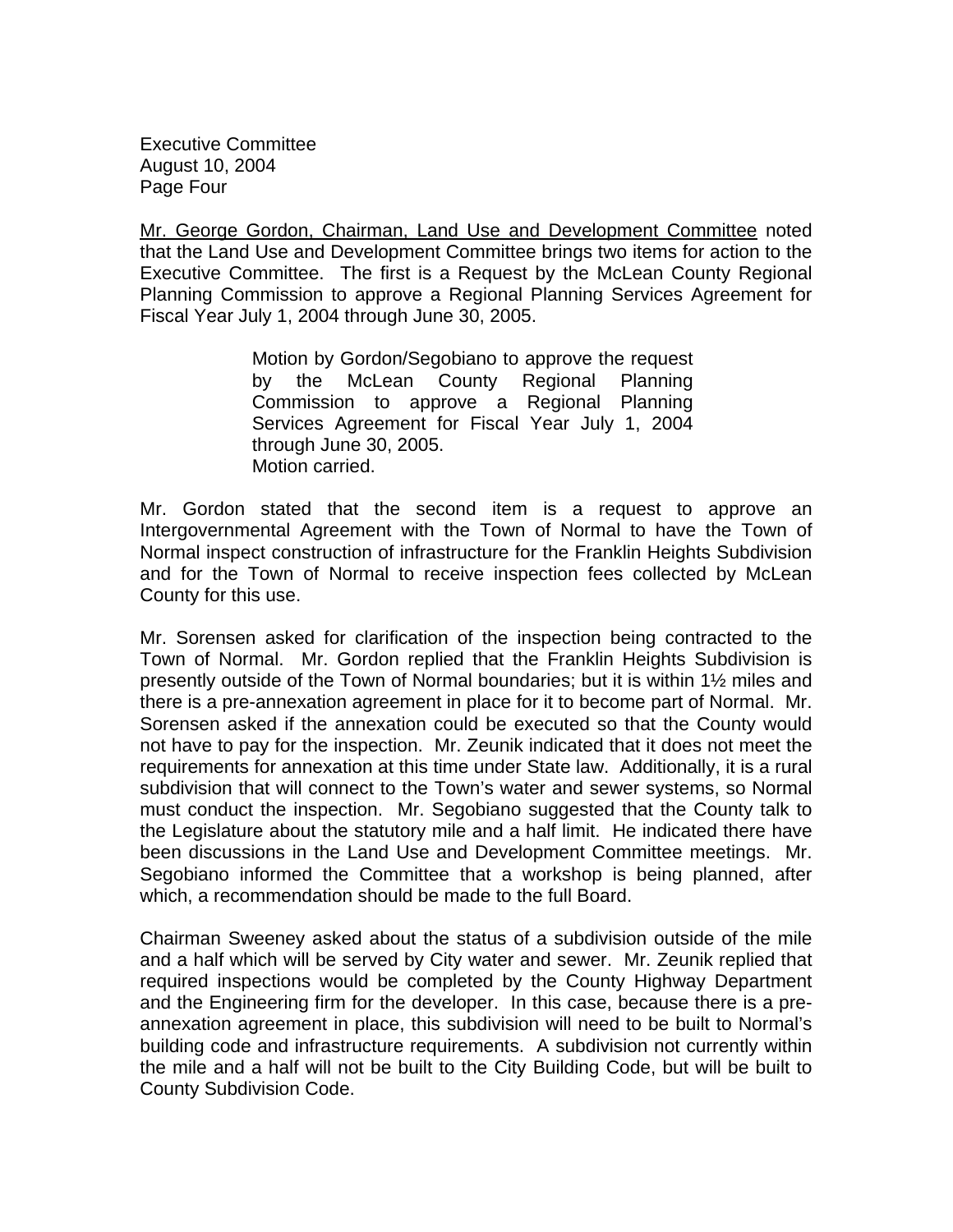Mr. George Gordon, Chairman, Land Use and Development Committee noted that the Land Use and Development Committee brings two items for action to the Executive Committee. The first is a Request by the McLean County Regional Planning Commission to approve a Regional Planning Services Agreement for Fiscal Year July 1, 2004 through June 30, 2005.

> Motion by Gordon/Segobiano to approve the request by the McLean County Regional Planning Commission to approve a Regional Planning Services Agreement for Fiscal Year July 1, 2004 through June 30, 2005.
> Motion carried.

Mr. Gordon stated that the second item is a request to approve an Intergovernmental Agreement with the Town of Normal to have the Town of Normal inspect construction of infrastructure for the Franklin Heights Subdivision and for the Town of Normal to receive inspection fees collected by McLean County for this use.

Mr. Sorensen asked for clarification of the inspection being contracted to the Town of Normal. Mr. Gordon replied that the Franklin Heights Subdivision is presently outside of the Town of Normal boundaries; but it is within 1½ miles and there is a pre-annexation agreement in place for it to become part of Normal. Mr. Sorensen asked if the annexation could be executed so that the County would not have to pay for the inspection. Mr. Zeunik indicated that it does not meet the requirements for annexation at this time under State law. Additionally, it is a rural subdivision that will connect to the Town's water and sewer systems, so Normal must conduct the inspection. Mr. Segobiano suggested that the County talk to the Legislature about the statutory mile and a half limit. He indicated there have been discussions in the Land Use and Development Committee meetings. Mr. Segobiano informed the Committee that a workshop is being planned, after which, a recommendation should be made to the full Board.

Chairman Sweeney asked about the status of a subdivision outside of the mile and a half which will be served by City water and sewer. Mr. Zeunik replied that required inspections would be completed by the County Highway Department and the Engineering firm for the developer. In this case, because there is a pre-annexation agreement in place, this subdivision will need to be built to Normal's building code and infrastructure requirements. A subdivision not currently within the mile and a half will not be built to the City Building Code, but will be built to County Subdivision Code.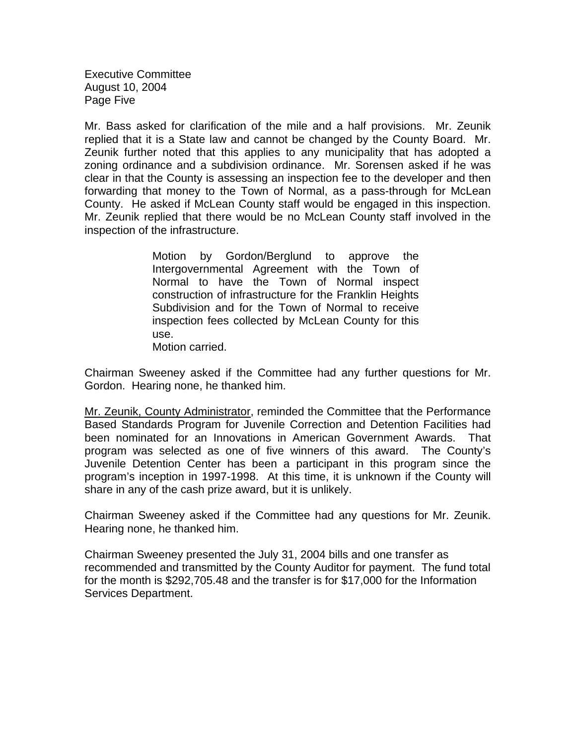Mr. Bass asked for clarification of the mile and a half provisions. Mr. Zeunik replied that it is a State law and cannot be changed by the County Board. Mr. Zeunik further noted that this applies to any municipality that has adopted a zoning ordinance and a subdivision ordinance. Mr. Sorensen asked if he was clear in that the County is assessing an inspection fee to the developer and then forwarding that money to the Town of Normal, as a pass-through for McLean County. He asked if McLean County staff would be engaged in this inspection. Mr. Zeunik replied that there would be no McLean County staff involved in the inspection of the infrastructure.

> Motion by Gordon/Berglund to approve the Intergovernmental Agreement with the Town of Normal to have the Town of Normal inspect construction of infrastructure for the Franklin Heights Subdivision and for the Town of Normal to receive inspection fees collected by McLean County for this use.
> Motion carried.

Chairman Sweeney asked if the Committee had any further questions for Mr. Gordon. Hearing none, he thanked him.

Mr. Zeunik, County Administrator, reminded the Committee that the Performance Based Standards Program for Juvenile Correction and Detention Facilities had been nominated for an Innovations in American Government Awards. That program was selected as one of five winners of this award. The County's Juvenile Detention Center has been a participant in this program since the program's inception in 1997-1998. At this time, it is unknown if the County will share in any of the cash prize award, but it is unlikely.

Chairman Sweeney asked if the Committee had any questions for Mr. Zeunik. Hearing none, he thanked him.

Chairman Sweeney presented the July 31, 2004 bills and one transfer as recommended and transmitted by the County Auditor for payment. The fund total for the month is $292,705.48 and the transfer is for $17,000 for the Information Services Department.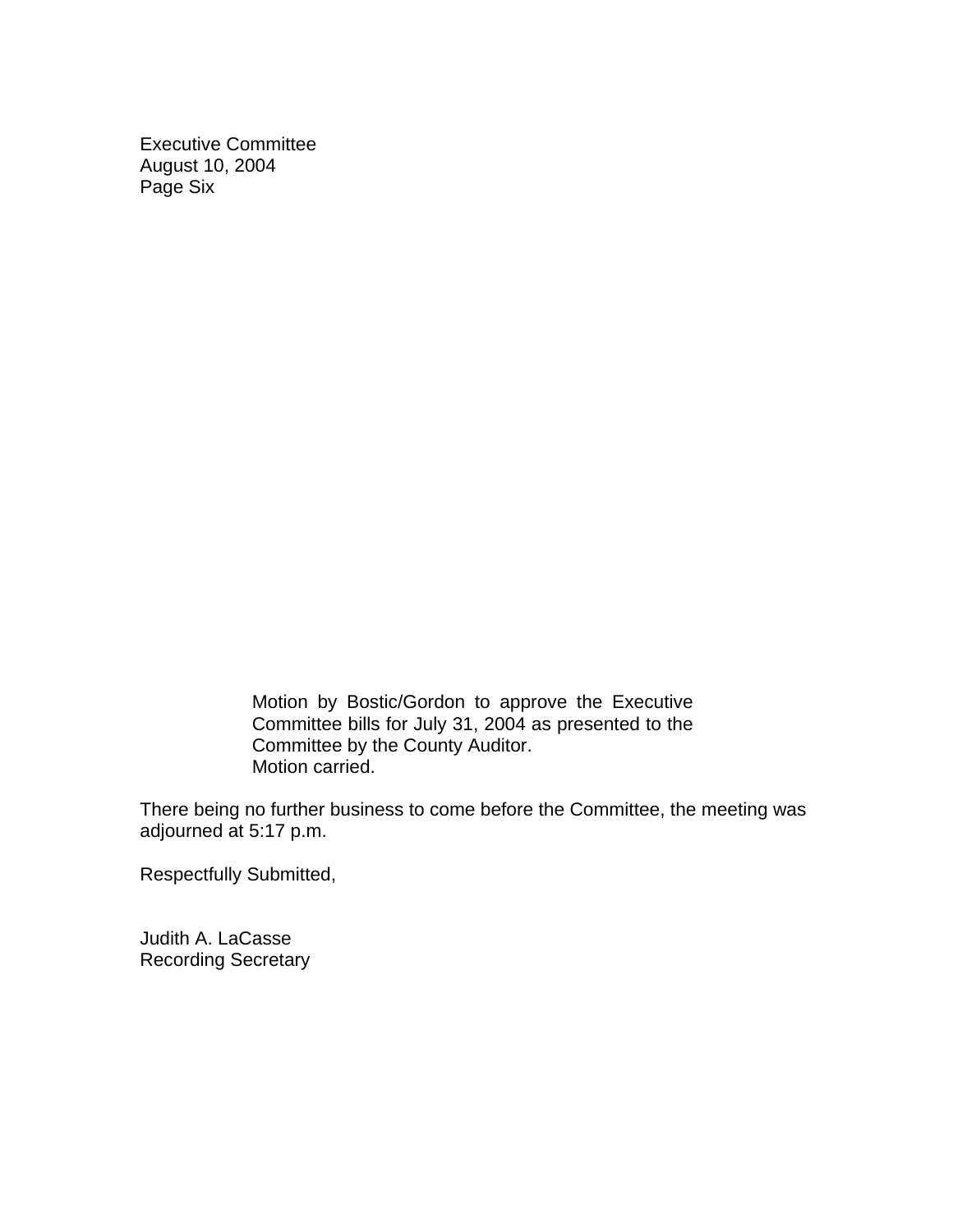Motion by Bostic/Gordon to approve the Executive Committee bills for July 31, 2004 as presented to the Committee by the County Auditor.
Motion carried.

There being no further business to come before the Committee, the meeting was adjourned at 5:17 p.m.

Respectfully Submitted,

Judith A. LaCasse
Recording Secretary